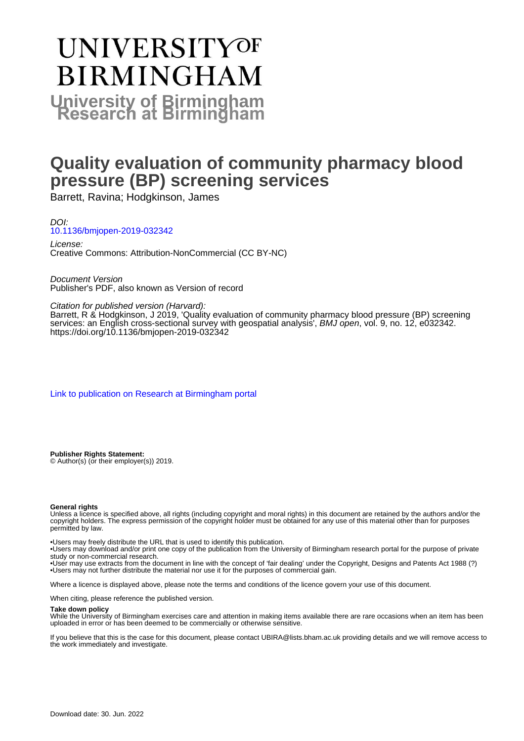# UNIVERSITY OF BIRMINGHAM

**University of Birmingham Research at Birmingham**

# Quality evaluation of community pharmacy blood pressure (BP) screening services

Barrett, Ravina; Hodgkinson, James

*DOI:*
10.1136/bmjopen-2019-032342

*License:*
Creative Commons: Attribution-NonCommercial (CC BY-NC)

*Document Version*
Publisher's PDF, also known as Version of record

*Citation for published version (Harvard):*
Barrett, R & Hodgkinson, J 2019, 'Quality evaluation of community pharmacy blood pressure (BP) screening services: an English cross-sectional survey with geospatial analysis', *BMJ open*, vol. 9, no. 12, e032342. https://doi.org/10.1136/bmjopen-2019-032342

Link to publication on Research at Birmingham portal

**Publisher Rights Statement:**
© Author(s) (or their employer(s)) 2019.

**General rights**
Unless a licence is specified above, all rights (including copyright and moral rights) in this document are retained by the authors and/or the copyright holders. The express permission of the copyright holder must be obtained for any use of this material other than for purposes permitted by law.

•Users may freely distribute the URL that is used to identify this publication.
•Users may download and/or print one copy of the publication from the University of Birmingham research portal for the purpose of private study or non-commercial research.
•User may use extracts from the document in line with the concept of 'fair dealing' under the Copyright, Designs and Patents Act 1988 (?)
•Users may not further distribute the material nor use it for the purposes of commercial gain.

Where a licence is displayed above, please note the terms and conditions of the licence govern your use of this document.

When citing, please reference the published version.

**Take down policy**
While the University of Birmingham exercises care and attention in making items available there are rare occasions when an item has been uploaded in error or has been deemed to be commercially or otherwise sensitive.

If you believe that this is the case for this document, please contact UBIRA@lists.bham.ac.uk providing details and we will remove access to the work immediately and investigate.

Download date: 30. Jun. 2022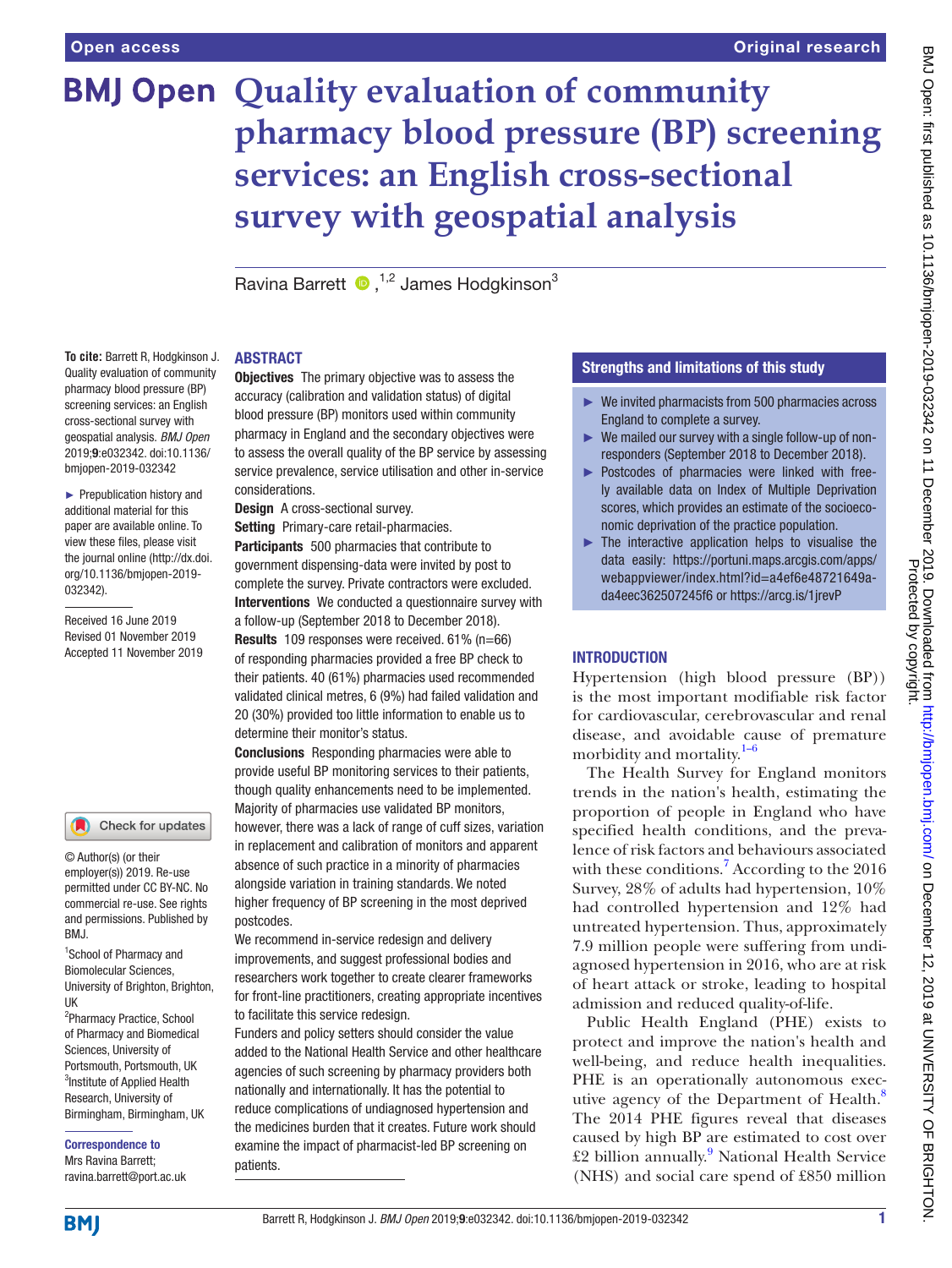# Quality evaluation of community pharmacy blood pressure (BP) screening services: an English cross-sectional survey with geospatial analysis

Ravina Barrett [1,2], James Hodgkinson [3]

**To cite:** Barrett R, Hodgkinson J. Quality evaluation of community pharmacy blood pressure (BP) screening services: an English cross-sectional survey with geospatial analysis. *BMJ Open* 2019;**9**:e032342. doi:10.1136/bmjopen-2019-032342

► Prepublication history and additional material for this paper are available online. To view these files, please visit the journal online (http://dx.doi.org/10.1136/bmjopen-2019-032342).

Received 16 June 2019
Revised 01 November 2019
Accepted 11 November 2019

© Author(s) (or their employer(s)) 2019. Re-use permitted under CC BY-NC. No commercial re-use. See rights and permissions. Published by BMJ.

[1] School of Pharmacy and Biomolecular Sciences, University of Brighton, Brighton, UK
[2] Pharmacy Practice, School of Pharmacy and Biomedical Sciences, University of Portsmouth, Portsmouth, UK
[3] Institute of Applied Health Research, University of Birmingham, Birmingham, UK

**Correspondence to**
Mrs Ravina Barrett;
ravina.barrett@port.ac.uk

## ABSTRACT

**Objectives** The primary objective was to assess the accuracy (calibration and validation status) of digital blood pressure (BP) monitors used within community pharmacy in England and the secondary objectives were to assess the overall quality of the BP service by assessing service prevalence, service utilisation and other in-service considerations.

**Design** A cross-sectional survey.

**Setting** Primary-care retail-pharmacies.

**Participants** 500 pharmacies that contribute to government dispensing-data were invited by post to complete the survey. Private contractors were excluded.

**Interventions** We conducted a questionnaire survey with a follow-up (September 2018 to December 2018).

**Results** 109 responses were received. 61% (n=66) of responding pharmacies provided a free BP check to their patients. 40 (61%) pharmacies used recommended validated clinical metres, 6 (9%) had failed validation and 20 (30%) provided too little information to enable us to determine their monitor's status.

**Conclusions** Responding pharmacies were able to provide useful BP monitoring services to their patients, though quality enhancements need to be implemented. Majority of pharmacies use validated BP monitors, however, there was a lack of range of cuff sizes, variation in replacement and calibration of monitors and apparent absence of such practice in a minority of pharmacies alongside variation in training standards. We noted higher frequency of BP screening in the most deprived postcodes.

We recommend in-service redesign and delivery improvements, and suggest professional bodies and researchers work together to create clearer frameworks for front-line practitioners, creating appropriate incentives to facilitate this service redesign.

Funders and policy setters should consider the value added to the National Health Service and other healthcare agencies of such screening by pharmacy providers both nationally and internationally. It has the potential to reduce complications of undiagnosed hypertension and the medicines burden that it creates. Future work should examine the impact of pharmacist-led BP screening on patients.

## Strengths and limitations of this study

- ► We invited pharmacists from 500 pharmacies across England to complete a survey.
- ► We mailed our survey with a single follow-up of non-responders (September 2018 to December 2018).
- ► Postcodes of pharmacies were linked with freely available data on Index of Multiple Deprivation scores, which provides an estimate of the socioeconomic deprivation of the practice population.
- ► The interactive application helps to visualise the data easily: https://portuni.maps.arcgis.com/apps/webappviewer/index.html?id=a4ef6e48721649ada4eec362507245f6 or https://arcg.is/1jrevP

## INTRODUCTION

Hypertension (high blood pressure (BP)) is the most important modifiable risk factor for cardiovascular, cerebrovascular and renal disease, and avoidable cause of premature morbidity and mortality.[1–6]

The Health Survey for England monitors trends in the nation's health, estimating the proportion of people in England who have specified health conditions, and the prevalence of risk factors and behaviours associated with these conditions.[7] According to the 2016 Survey, 28% of adults had hypertension, 10% had controlled hypertension and 12% had untreated hypertension. Thus, approximately 7.9 million people were suffering from undiagnosed hypertension in 2016, who are at risk of heart attack or stroke, leading to hospital admission and reduced quality-of-life.

Public Health England (PHE) exists to protect and improve the nation's health and well-being, and reduce health inequalities. PHE is an operationally autonomous executive agency of the Department of Health.[8] The 2014 PHE figures reveal that diseases caused by high BP are estimated to cost over £2 billion annually.[9] National Health Service (NHS) and social care spend of £850 million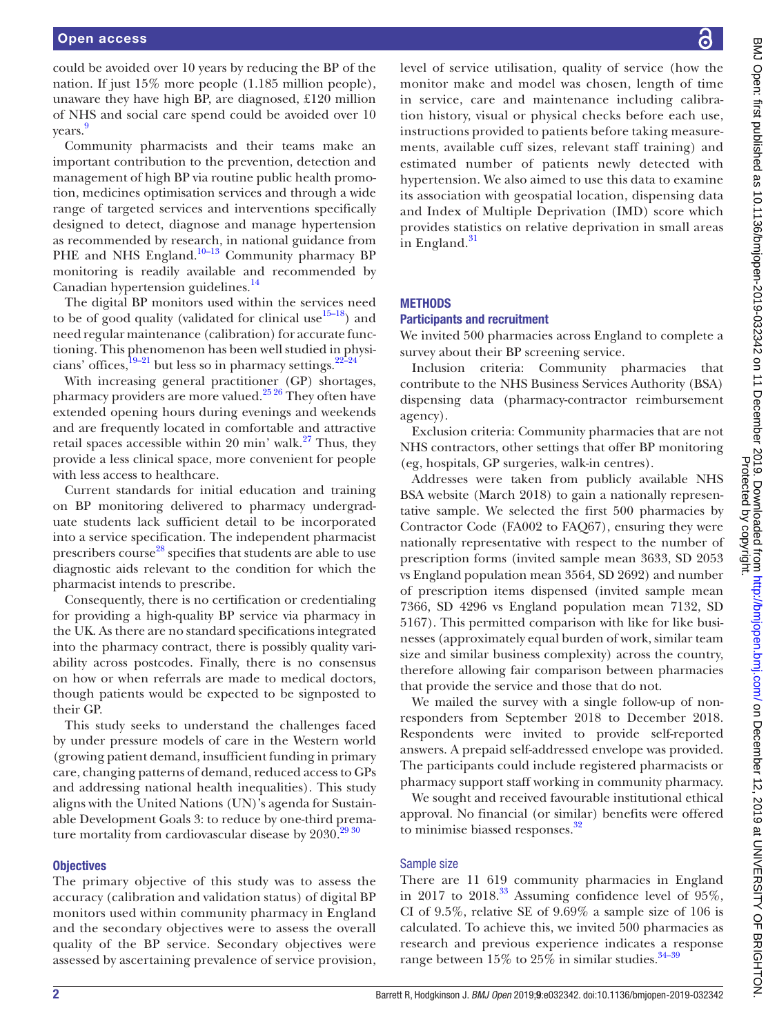could be avoided over 10 years by reducing the BP of the nation. If just 15% more people (1.185 million people), unaware they have high BP, are diagnosed, £120 million of NHS and social care spend could be avoided over 10 years.[9]

Community pharmacists and their teams make an important contribution to the prevention, detection and management of high BP via routine public health promotion, medicines optimisation services and through a wide range of targeted services and interventions specifically designed to detect, diagnose and manage hypertension as recommended by research, in national guidance from PHE and NHS England.[10–13] Community pharmacy BP monitoring is readily available and recommended by Canadian hypertension guidelines.[14]

The digital BP monitors used within the services need to be of good quality (validated for clinical use[15–18]) and need regular maintenance (calibration) for accurate functioning. This phenomenon has been well studied in physicians' offices,[19–21] but less so in pharmacy settings.[22–24]

With increasing general practitioner (GP) shortages, pharmacy providers are more valued.[25 26] They often have extended opening hours during evenings and weekends and are frequently located in comfortable and attractive retail spaces accessible within 20 min' walk.[27] Thus, they provide a less clinical space, more convenient for people with less access to healthcare.

Current standards for initial education and training on BP monitoring delivered to pharmacy undergraduate students lack sufficient detail to be incorporated into a service specification. The independent pharmacist prescribers course[28] specifies that students are able to use diagnostic aids relevant to the condition for which the pharmacist intends to prescribe.

Consequently, there is no certification or credentialing for providing a high-quality BP service via pharmacy in the UK. As there are no standard specifications integrated into the pharmacy contract, there is possibly quality variability across postcodes. Finally, there is no consensus on how or when referrals are made to medical doctors, though patients would be expected to be signposted to their GP.

This study seeks to understand the challenges faced by under pressure models of care in the Western world (growing patient demand, insufficient funding in primary care, changing patterns of demand, reduced access to GPs and addressing national health inequalities). This study aligns with the United Nations (UN)'s agenda for Sustainable Development Goals 3: to reduce by one-third premature mortality from cardiovascular disease by 2030.[29 30]

### Objectives

The primary objective of this study was to assess the accuracy (calibration and validation status) of digital BP monitors used within community pharmacy in England and the secondary objectives were to assess the overall quality of the BP service. Secondary objectives were assessed by ascertaining prevalence of service provision, level of service utilisation, quality of service (how the monitor make and model was chosen, length of time in service, care and maintenance including calibration history, visual or physical checks before each use, instructions provided to patients before taking measurements, available cuff sizes, relevant staff training) and estimated number of patients newly detected with hypertension. We also aimed to use this data to examine its association with geospatial location, dispensing data and Index of Multiple Deprivation (IMD) score which provides statistics on relative deprivation in small areas in England.[31]

## METHODS

### Participants and recruitment

We invited 500 pharmacies across England to complete a survey about their BP screening service.

Inclusion criteria: Community pharmacies that contribute to the NHS Business Services Authority (BSA) dispensing data (pharmacy-contractor reimbursement agency).

Exclusion criteria: Community pharmacies that are not NHS contractors, other settings that offer BP monitoring (eg, hospitals, GP surgeries, walk-in centres).

Addresses were taken from publicly available NHS BSA website (March 2018) to gain a nationally representative sample. We selected the first 500 pharmacies by Contractor Code (FA002 to FAQ67), ensuring they were nationally representative with respect to the number of prescription forms (invited sample mean 3633, SD 2053 vs England population mean 3564, SD 2692) and number of prescription items dispensed (invited sample mean 7366, SD 4296 vs England population mean 7132, SD 5167). This permitted comparison with like for like businesses (approximately equal burden of work, similar team size and similar business complexity) across the country, therefore allowing fair comparison between pharmacies that provide the service and those that do not.

We mailed the survey with a single follow-up of non-responders from September 2018 to December 2018. Respondents were invited to provide self-reported answers. A prepaid self-addressed envelope was provided. The participants could include registered pharmacists or pharmacy support staff working in community pharmacy.

We sought and received favourable institutional ethical approval. No financial (or similar) benefits were offered to minimise biassed responses.[32]

### Sample size

There are 11 619 community pharmacies in England in 2017 to 2018.[33] Assuming confidence level of 95%, CI of 9.5%, relative SE of 9.69% a sample size of 106 is calculated. To achieve this, we invited 500 pharmacies as research and previous experience indicates a response range between 15% to 25% in similar studies.[34–39]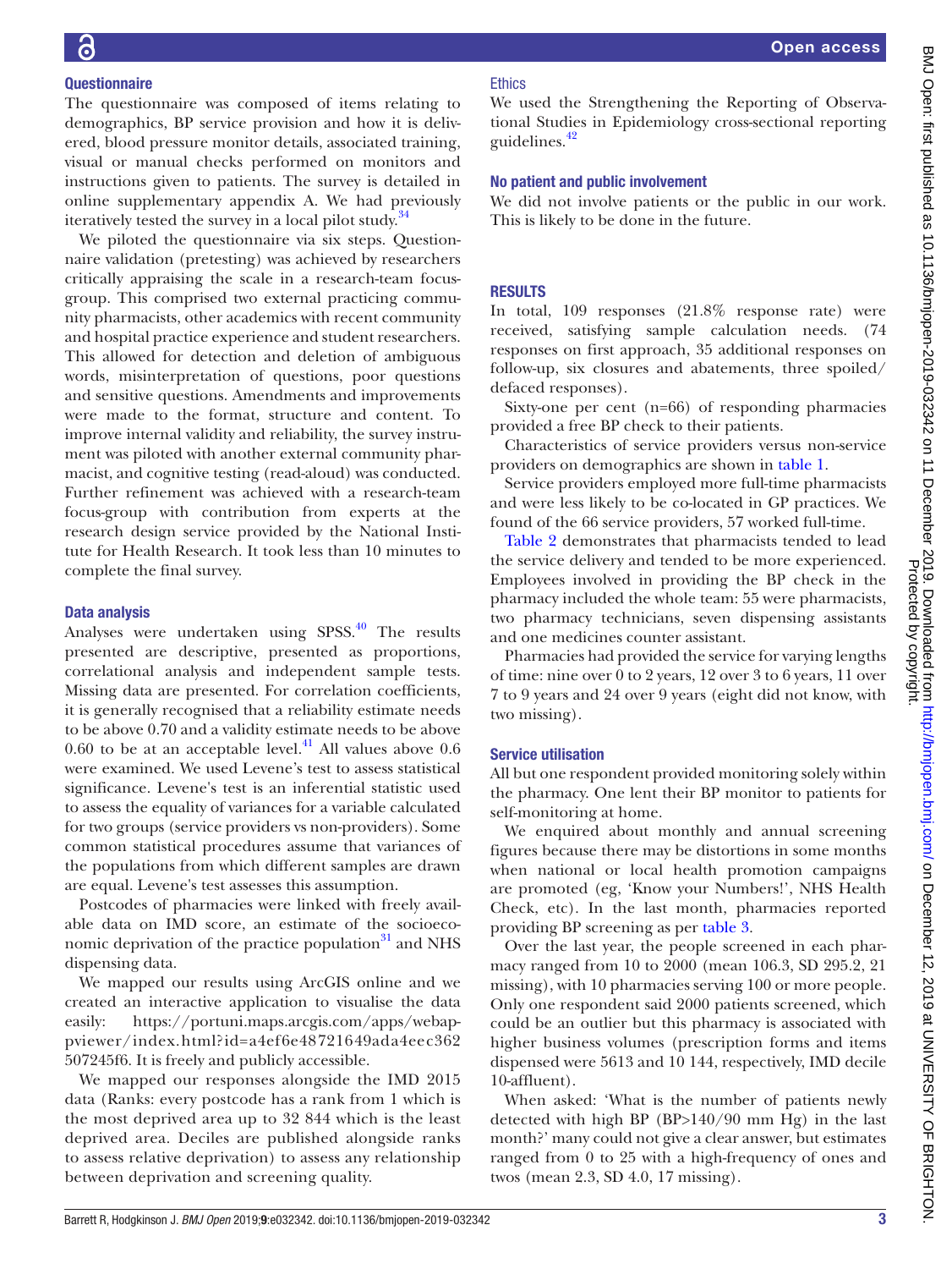### Questionnaire

The questionnaire was composed of items relating to demographics, BP service provision and how it is delivered, blood pressure monitor details, associated training, visual or manual checks performed on monitors and instructions given to patients. The survey is detailed in online supplementary appendix A. We had previously iteratively tested the survey in a local pilot study.[34]

We piloted the questionnaire via six steps. Questionnaire validation (pretesting) was achieved by researchers critically appraising the scale in a research-team focus-group. This comprised two external practicing community pharmacists, other academics with recent community and hospital practice experience and student researchers. This allowed for detection and deletion of ambiguous words, misinterpretation of questions, poor questions and sensitive questions. Amendments and improvements were made to the format, structure and content. To improve internal validity and reliability, the survey instrument was piloted with another external community pharmacist, and cognitive testing (read-aloud) was conducted. Further refinement was achieved with a research-team focus-group with contribution from experts at the research design service provided by the National Institute for Health Research. It took less than 10 minutes to complete the final survey.

### Data analysis

Analyses were undertaken using SPSS.[40] The results presented are descriptive, presented as proportions, correlational analysis and independent sample tests. Missing data are presented. For correlation coefficients, it is generally recognised that a reliability estimate needs to be above 0.70 and a validity estimate needs to be above 0.60 to be at an acceptable level.[41] All values above 0.6 were examined. We used Levene's test to assess statistical significance. Levene's test is an inferential statistic used to assess the equality of variances for a variable calculated for two groups (service providers vs non-providers). Some common statistical procedures assume that variances of the populations from which different samples are drawn are equal. Levene's test assesses this assumption.

Postcodes of pharmacies were linked with freely available data on IMD score, an estimate of the socioeconomic deprivation of the practice population[31] and NHS dispensing data.

We mapped our results using ArcGIS online and we created an interactive application to visualise the data easily: https://portuni.maps.arcgis.com/apps/webappviewer/index.html?id=a4ef6e48721649ada4eec362507245f6. It is freely and publicly accessible.

We mapped our responses alongside the IMD 2015 data (Ranks: every postcode has a rank from 1 which is the most deprived area up to 32 844 which is the least deprived area. Deciles are published alongside ranks to assess relative deprivation) to assess any relationship between deprivation and screening quality.

### Ethics

We used the Strengthening the Reporting of Observational Studies in Epidemiology cross-sectional reporting guidelines.[42]

### No patient and public involvement

We did not involve patients or the public in our work. This is likely to be done in the future.

## RESULTS

In total, 109 responses (21.8% response rate) were received, satisfying sample calculation needs. (74 responses on first approach, 35 additional responses on follow-up, six closures and abatements, three spoiled/defaced responses).

Sixty-one per cent (n=66) of responding pharmacies provided a free BP check to their patients.

Characteristics of service providers versus non-service providers on demographics are shown in table 1.

Service providers employed more full-time pharmacists and were less likely to be co-located in GP practices. We found of the 66 service providers, 57 worked full-time.

Table 2 demonstrates that pharmacists tended to lead the service delivery and tended to be more experienced. Employees involved in providing the BP check in the pharmacy included the whole team: 55 were pharmacists, two pharmacy technicians, seven dispensing assistants and one medicines counter assistant.

Pharmacies had provided the service for varying lengths of time: nine over 0 to 2 years, 12 over 3 to 6 years, 11 over 7 to 9 years and 24 over 9 years (eight did not know, with two missing).

### Service utilisation

All but one respondent provided monitoring solely within the pharmacy. One lent their BP monitor to patients for self-monitoring at home.

We enquired about monthly and annual screening figures because there may be distortions in some months when national or local health promotion campaigns are promoted (eg, 'Know your Numbers!', NHS Health Check, etc). In the last month, pharmacies reported providing BP screening as per table 3.

Over the last year, the people screened in each pharmacy ranged from 10 to 2000 (mean 106.3, SD 295.2, 21 missing), with 10 pharmacies serving 100 or more people. Only one respondent said 2000 patients screened, which could be an outlier but this pharmacy is associated with higher business volumes (prescription forms and items dispensed were 5613 and 10 144, respectively, IMD decile 10-affluent).

When asked: 'What is the number of patients newly detected with high BP (BP>140/90 mm Hg) in the last month?' many could not give a clear answer, but estimates ranged from 0 to 25 with a high-frequency of ones and twos (mean 2.3, SD 4.0, 17 missing).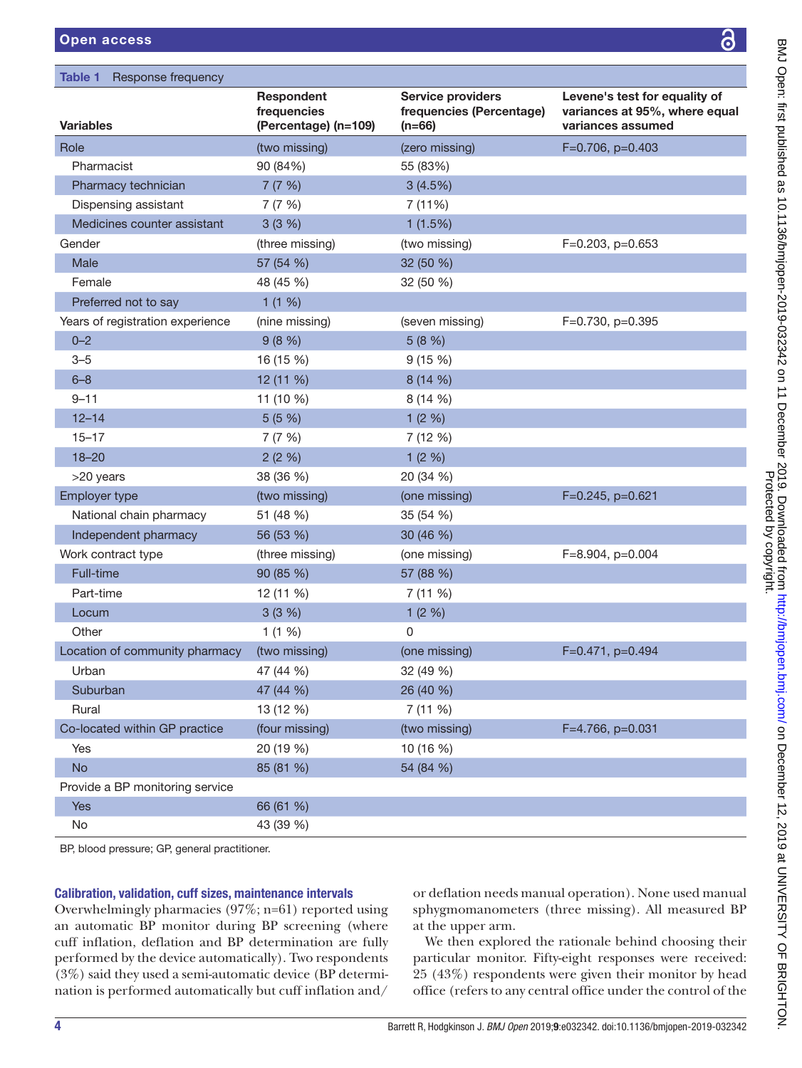**Table 1** Response frequency

| Variables | Respondent frequencies (Percentage) (n=109) | Service providers frequencies (Percentage) (n=66) | Levene's test for equality of variances at 95%, where equal variances assumed |
|---|---|---|---|
| Role | (two missing) | (zero missing) | F=0.706, p=0.403 |
| Pharmacist | 90 (84%) | 55 (83%) | |
| Pharmacy technician | 7 (7 %) | 3 (4.5%) | |
| Dispensing assistant | 7 (7 %) | 7 (11%) | |
| Medicines counter assistant | 3 (3 %) | 1 (1.5%) | |
| Gender | (three missing) | (two missing) | F=0.203, p=0.653 |
| Male | 57 (54 %) | 32 (50 %) | |
| Female | 48 (45 %) | 32 (50 %) | |
| Preferred not to say | 1 (1 %) | | |
| Years of registration experience | (nine missing) | (seven missing) | F=0.730, p=0.395 |
| 0–2 | 9 (8 %) | 5 (8 %) | |
| 3–5 | 16 (15 %) | 9 (15 %) | |
| 6–8 | 12 (11 %) | 8 (14 %) | |
| 9–11 | 11 (10 %) | 8 (14 %) | |
| 12–14 | 5 (5 %) | 1 (2 %) | |
| 15–17 | 7 (7 %) | 7 (12 %) | |
| 18–20 | 2 (2 %) | 1 (2 %) | |
| >20 years | 38 (36 %) | 20 (34 %) | |
| Employer type | (two missing) | (one missing) | F=0.245, p=0.621 |
| National chain pharmacy | 51 (48 %) | 35 (54 %) | |
| Independent pharmacy | 56 (53 %) | 30 (46 %) | |
| Work contract type | (three missing) | (one missing) | F=8.904, p=0.004 |
| Full-time | 90 (85 %) | 57 (88 %) | |
| Part-time | 12 (11 %) | 7 (11 %) | |
| Locum | 3 (3 %) | 1 (2 %) | |
| Other | 1 (1 %) | 0 | |
| Location of community pharmacy | (two missing) | (one missing) | F=0.471, p=0.494 |
| Urban | 47 (44 %) | 32 (49 %) | |
| Suburban | 47 (44 %) | 26 (40 %) | |
| Rural | 13 (12 %) | 7 (11 %) | |
| Co-located within GP practice | (four missing) | (two missing) | F=4.766, p=0.031 |
| Yes | 20 (19 %) | 10 (16 %) | |
| No | 85 (81 %) | 54 (84 %) | |
| Provide a BP monitoring service | | | |
| Yes | 66 (61 %) | | |
| No | 43 (39 %) | | |

BP, blood pressure; GP, general practitioner.

### Calibration, validation, cuff sizes, maintenance intervals

Overwhelmingly pharmacies (97%; n=61) reported using an automatic BP monitor during BP screening (where cuff inflation, deflation and BP determination are fully performed by the device automatically). Two respondents (3%) said they used a semi-automatic device (BP determination is performed automatically but cuff inflation and/or deflation needs manual operation). None used manual sphygmomanometers (three missing). All measured BP at the upper arm.

We then explored the rationale behind choosing their particular monitor. Fifty-eight responses were received: 25 (43%) respondents were given their monitor by head office (refers to any central office under the control of the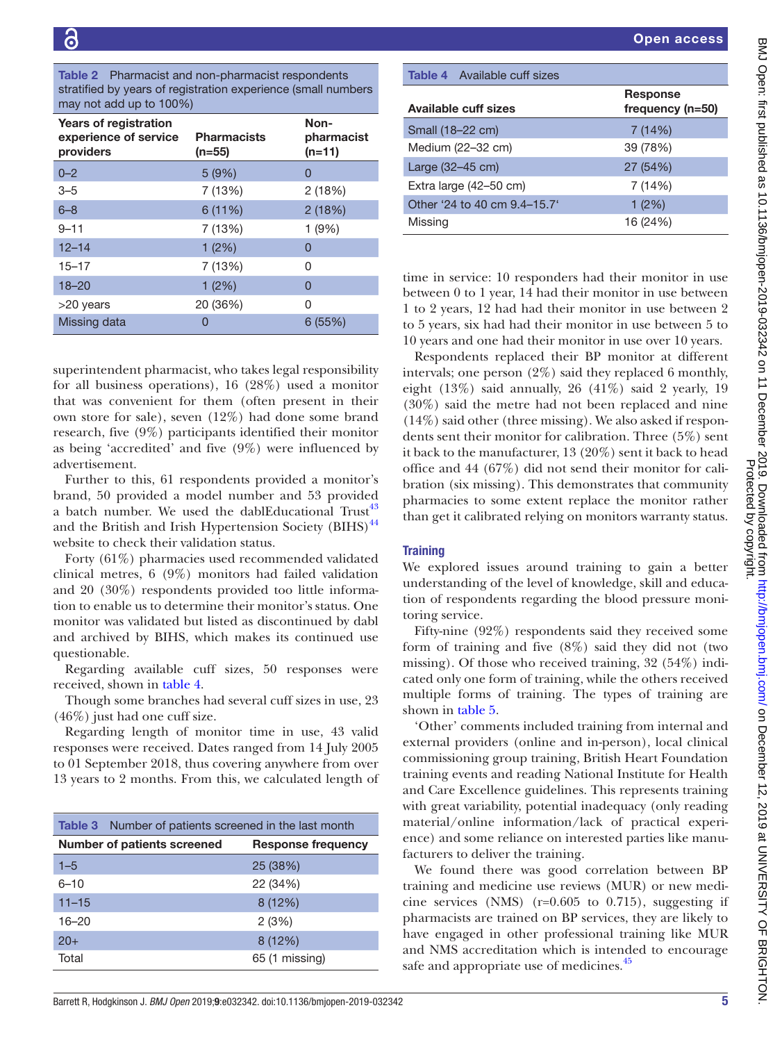Table 2 Pharmacist and non-pharmacist respondents stratified by years of registration experience (small numbers may not add up to 100%)

| Years of registration experience of service providers | Pharmacists (n=55) | Non-pharmacist (n=11) |
|---|---|---|
| 0–2 | 5 (9%) | 0 |
| 3–5 | 7 (13%) | 2 (18%) |
| 6–8 | 6 (11%) | 2 (18%) |
| 9–11 | 7 (13%) | 1 (9%) |
| 12–14 | 1 (2%) | 0 |
| 15–17 | 7 (13%) | 0 |
| 18–20 | 1 (2%) | 0 |
| >20 years | 20 (36%) | 0 |
| Missing data | 0 | 6 (55%) |

superintendent pharmacist, who takes legal responsibility for all business operations), 16 (28%) used a monitor that was convenient for them (often present in their own store for sale), seven (12%) had done some brand research, five (9%) participants identified their monitor as being 'accredited' and five (9%) were influenced by advertisement.

Further to this, 61 respondents provided a monitor's brand, 50 provided a model number and 53 provided a batch number. We used the dablEducational Trust[43] and the British and Irish Hypertension Society (BIHS)[44] website to check their validation status.

Forty (61%) pharmacies used recommended validated clinical metres, 6 (9%) monitors had failed validation and 20 (30%) respondents provided too little information to enable us to determine their monitor's status. One monitor was validated but listed as discontinued by dabl and archived by BIHS, which makes its continued use questionable.

Regarding available cuff sizes, 50 responses were received, shown in table 4.

Though some branches had several cuff sizes in use, 23 (46%) just had one cuff size.

Regarding length of monitor time in use, 43 valid responses were received. Dates ranged from 14 July 2005 to 01 September 2018, thus covering anywhere from over 13 years to 2 months. From this, we calculated length of time in service: 10 responders had their monitor in use between 0 to 1 year, 14 had their monitor in use between 1 to 2 years, 12 had had their monitor in use between 2 to 5 years, six had had their monitor in use between 5 to 10 years and one had their monitor in use over 10 years.

Table 3 Number of patients screened in the last month

| Number of patients screened | Response frequency |
|---|---|
| 1–5 | 25 (38%) |
| 6–10 | 22 (34%) |
| 11–15 | 8 (12%) |
| 16–20 | 2 (3%) |
| 20+ | 8 (12%) |
| Total | 65 (1 missing) |

Table 4 Available cuff sizes

| Available cuff sizes | Response frequency (n=50) |
|---|---|
| Small (18–22 cm) | 7 (14%) |
| Medium (22–32 cm) | 39 (78%) |
| Large (32–45 cm) | 27 (54%) |
| Extra large (42–50 cm) | 7 (14%) |
| Other '24 to 40 cm 9.4–15.7' | 1 (2%) |
| Missing | 16 (24%) |

Respondents replaced their BP monitor at different intervals; one person (2%) said they replaced 6 monthly, eight (13%) said annually, 26 (41%) said 2 yearly, 19 (30%) said the metre had not been replaced and nine (14%) said other (three missing). We also asked if respondents sent their monitor for calibration. Three (5%) sent it back to the manufacturer, 13 (20%) sent it back to head office and 44 (67%) did not send their monitor for calibration (six missing). This demonstrates that community pharmacies to some extent replace the monitor rather than get it calibrated relying on monitors warranty status.

## Training

We explored issues around training to gain a better understanding of the level of knowledge, skill and education of respondents regarding the blood pressure monitoring service.

Fifty-nine (92%) respondents said they received some form of training and five (8%) said they did not (two missing). Of those who received training, 32 (54%) indicated only one form of training, while the others received multiple forms of training. The types of training are shown in table 5.

'Other' comments included training from internal and external providers (online and in-person), local clinical commissioning group training, British Heart Foundation training events and reading National Institute for Health and Care Excellence guidelines. This represents training with great variability, potential inadequacy (only reading material/online information/lack of practical experience) and some reliance on interested parties like manufacturers to deliver the training.

We found there was good correlation between BP training and medicine use reviews (MUR) or new medicine services (NMS) (r=0.605 to 0.715), suggesting if pharmacists are trained on BP services, they are likely to have engaged in other professional training like MUR and NMS accreditation which is intended to encourage safe and appropriate use of medicines.[45]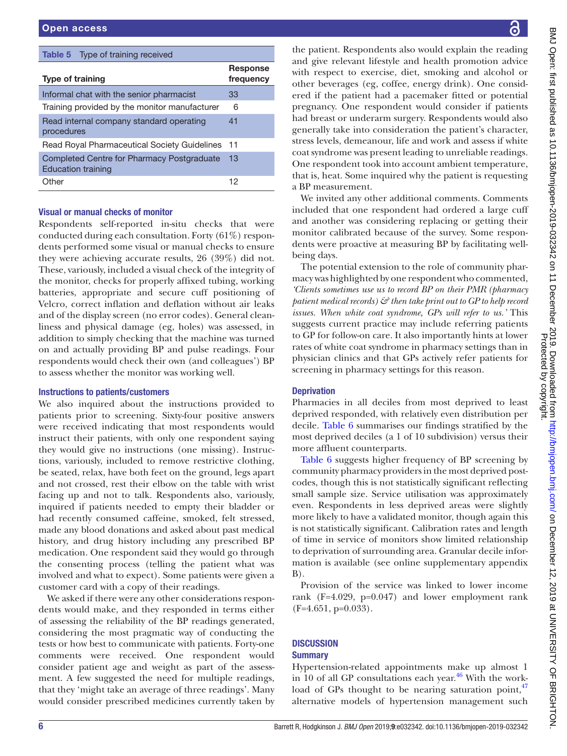**Table 5** Type of training received

| Type of training | Response frequency |
|---|---|
| Informal chat with the senior pharmacist | 33 |
| Training provided by the monitor manufacturer | 6 |
| Read internal company standard operating procedures | 41 |
| Read Royal Pharmaceutical Society Guidelines | 11 |
| Completed Centre for Pharmacy Postgraduate Education training | 13 |
| Other | 12 |

### Visual or manual checks of monitor

Respondents self-reported in-situ checks that were conducted during each consultation. Forty (61%) respondents performed some visual or manual checks to ensure they were achieving accurate results, 26 (39%) did not. These, variously, included a visual check of the integrity of the monitor, checks for properly affixed tubing, working batteries, appropriate and secure cuff positioning of Velcro, correct inflation and deflation without air leaks and of the display screen (no error codes). General cleanliness and physical damage (eg, holes) was assessed, in addition to simply checking that the machine was turned on and actually providing BP and pulse readings. Four respondents would check their own (and colleagues') BP to assess whether the monitor was working well.

### Instructions to patients/customers

We also inquired about the instructions provided to patients prior to screening. Sixty-four positive answers were received indicating that most respondents would instruct their patients, with only one respondent saying they would give no instructions (one missing). Instructions, variously, included to remove restrictive clothing, be seated, relax, have both feet on the ground, legs apart and not crossed, rest their elbow on the table with wrist facing up and not to talk. Respondents also, variously, inquired if patients needed to empty their bladder or had recently consumed caffeine, smoked, felt stressed, made any blood donations and asked about past medical history, and drug history including any prescribed BP medication. One respondent said they would go through the consenting process (telling the patient what was involved and what to expect). Some patients were given a customer card with a copy of their readings.

We asked if there were any other considerations respondents would make, and they responded in terms either of assessing the reliability of the BP readings generated, considering the most pragmatic way of conducting the tests or how best to communicate with patients. Forty-one comments were received. One respondent would consider patient age and weight as part of the assessment. A few suggested the need for multiple readings, that they 'might take an average of three readings'. Many would consider prescribed medicines currently taken by the patient. Respondents also would explain the reading and give relevant lifestyle and health promotion advice with respect to exercise, diet, smoking and alcohol or other beverages (eg, coffee, energy drink). One considered if the patient had a pacemaker fitted or potential pregnancy. One respondent would consider if patients had breast or underarm surgery. Respondents would also generally take into consideration the patient's character, stress levels, demeanour, life and work and assess if white coat syndrome was present leading to unreliable readings. One respondent took into account ambient temperature, that is, heat. Some inquired why the patient is requesting a BP measurement.

We invited any other additional comments. Comments included that one respondent had ordered a large cuff and another was considering replacing or getting their monitor calibrated because of the survey. Some respondents were proactive at measuring BP by facilitating wellbeing days.

The potential extension to the role of community pharmacy was highlighted by one respondent who commented, *'Clients sometimes use us to record BP on their PMR (pharmacy patient medical records) & then take print out to GP to help record issues. When white coat syndrome, GPs will refer to us.'* This suggests current practice may include referring patients to GP for follow-on care. It also importantly hints at lower rates of white coat syndrome in pharmacy settings than in physician clinics and that GPs actively refer patients for screening in pharmacy settings for this reason.

### Deprivation

Pharmacies in all deciles from most deprived to least deprived responded, with relatively even distribution per decile. Table 6 summarises our findings stratified by the most deprived deciles (a 1 of 10 subdivision) versus their more affluent counterparts.

Table 6 suggests higher frequency of BP screening by community pharmacy providers in the most deprived postcodes, though this is not statistically significant reflecting small sample size. Service utilisation was approximately even. Respondents in less deprived areas were slightly more likely to have a validated monitor, though again this is not statistically significant. Calibration rates and length of time in service of monitors show limited relationship to deprivation of surrounding area. Granular decile information is available (see online supplementary appendix B).

Provision of the service was linked to lower income rank ($F=4.029$, $p=0.047$) and lower employment rank ($F=4.651$, $p=0.033$).

## DISCUSSION

### Summary

Hypertension-related appointments make up almost 1 in 10 of all GP consultations each year.[46] With the workload of GPs thought to be nearing saturation point,[47] alternative models of hypertension management such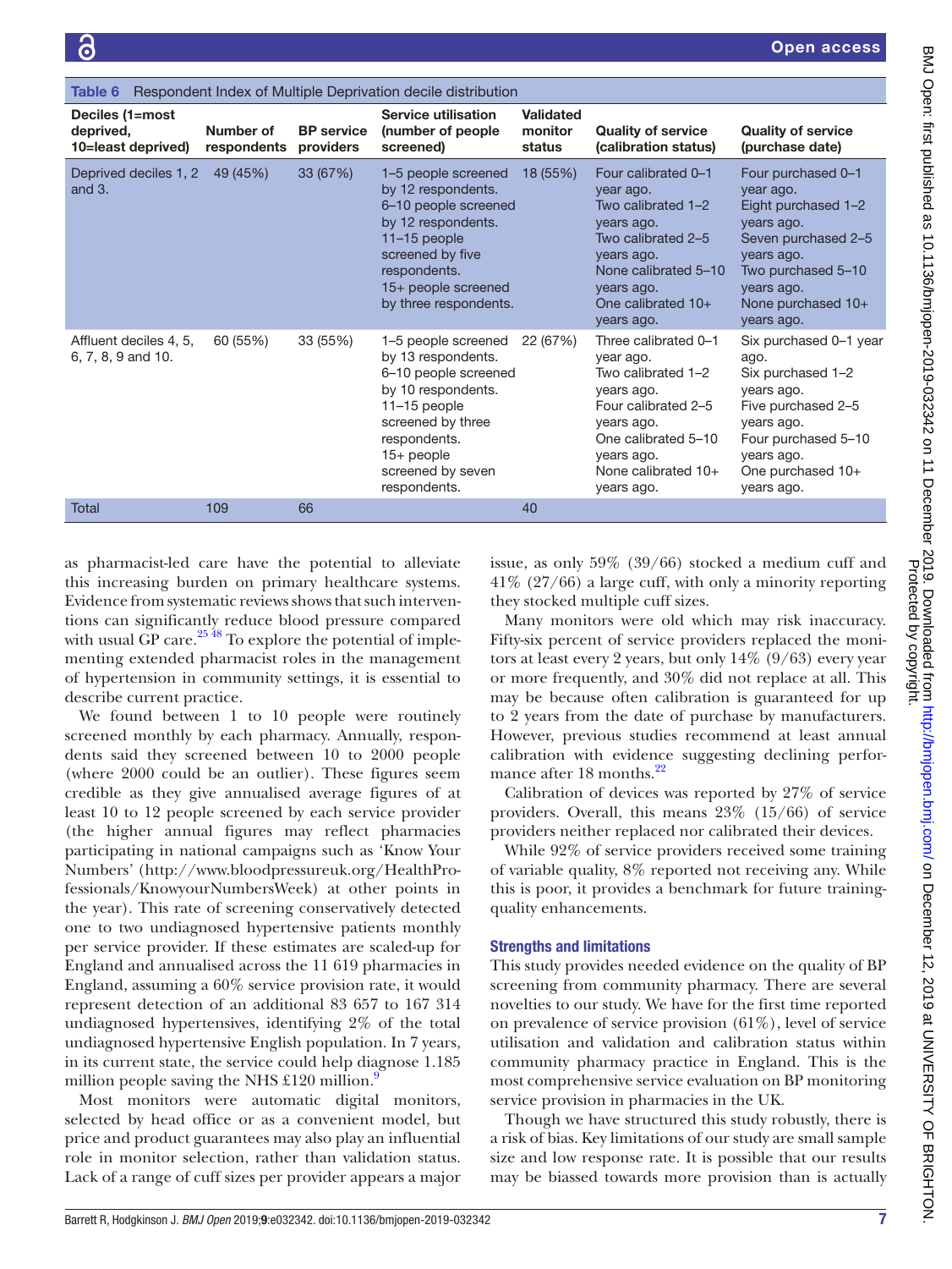**Table 6** Respondent Index of Multiple Deprivation decile distribution

| Deciles (1=most deprived, 10=least deprived) | Number of respondents | BP service providers | Service utilisation (number of people screened) | Validated monitor status | Quality of service (calibration status) | Quality of service (purchase date) |
|---|---|---|---|---|---|---|
| Deprived deciles 1, 2 and 3. | 49 (45%) | 33 (67%) | 1–5 people screened by 12 respondents. 6–10 people screened by 12 respondents. 11–15 people screened by five respondents. 15+ people screened by three respondents. | 18 (55%) | Four calibrated 0–1 year ago. Two calibrated 1–2 years ago. Two calibrated 2–5 years ago. None calibrated 5–10 years ago. One calibrated 10+ years ago. | Four purchased 0–1 year ago. Eight purchased 1–2 years ago. Seven purchased 2–5 years ago. Two purchased 5–10 years ago. None purchased 10+ years ago. |
| Affluent deciles 4, 5, 6, 7, 8, 9 and 10. | 60 (55%) | 33 (55%) | 1–5 people screened by 13 respondents. 6–10 people screened by 10 respondents. 11–15 people screened by three respondents. 15+ people screened by seven respondents. | 22 (67%) | Three calibrated 0–1 year ago. Two calibrated 1–2 years ago. Four calibrated 2–5 years ago. One calibrated 5–10 years ago. None calibrated 10+ years ago. | Six purchased 0–1 year ago. Six purchased 1–2 years ago. Five purchased 2–5 years ago. Four purchased 5–10 years ago. One purchased 10+ years ago. |
| Total | 109 | 66 | | 40 | | |

as pharmacist-led care have the potential to alleviate this increasing burden on primary healthcare systems. Evidence from systematic reviews shows that such interventions can significantly reduce blood pressure compared with usual GP care.[25 48] To explore the potential of implementing extended pharmacist roles in the management of hypertension in community settings, it is essential to describe current practice.

We found between 1 to 10 people were routinely screened monthly by each pharmacy. Annually, respondents said they screened between 10 to 2000 people (where 2000 could be an outlier). These figures seem credible as they give annualised average figures of at least 10 to 12 people screened by each service provider (the higher annual figures may reflect pharmacies participating in national campaigns such as 'Know Your Numbers' (http://www.bloodpressureuk.org/HealthProfessionals/KnowyourNumbersWeek) at other points in the year). This rate of screening conservatively detected one to two undiagnosed hypertensive patients monthly per service provider. If these estimates are scaled-up for England and annualised across the 11 619 pharmacies in England, assuming a 60% service provision rate, it would represent detection of an additional 83 657 to 167 314 undiagnosed hypertensives, identifying 2% of the total undiagnosed hypertensive English population. In 7 years, in its current state, the service could help diagnose 1.185 million people saving the NHS £120 million.[9]

Most monitors were automatic digital monitors, selected by head office or as a convenient model, but price and product guarantees may also play an influential role in monitor selection, rather than validation status. Lack of a range of cuff sizes per provider appears a major issue, as only 59% (39/66) stocked a medium cuff and 41% (27/66) a large cuff, with only a minority reporting they stocked multiple cuff sizes.

Many monitors were old which may risk inaccuracy. Fifty-six percent of service providers replaced the monitors at least every 2 years, but only 14% (9/63) every year or more frequently, and 30% did not replace at all. This may be because often calibration is guaranteed for up to 2 years from the date of purchase by manufacturers. However, previous studies recommend at least annual calibration with evidence suggesting declining performance after 18 months.[22]

Calibration of devices was reported by 27% of service providers. Overall, this means 23% (15/66) of service providers neither replaced nor calibrated their devices.

While 92% of service providers received some training of variable quality, 8% reported not receiving any. While this is poor, it provides a benchmark for future training-quality enhancements.

### Strengths and limitations

This study provides needed evidence on the quality of BP screening from community pharmacy. There are several novelties to our study. We have for the first time reported on prevalence of service provision (61%), level of service utilisation and validation and calibration status within community pharmacy practice in England. This is the most comprehensive service evaluation on BP monitoring service provision in pharmacies in the UK.

Though we have structured this study robustly, there is a risk of bias. Key limitations of our study are small sample size and low response rate. It is possible that our results may be biassed towards more provision than is actually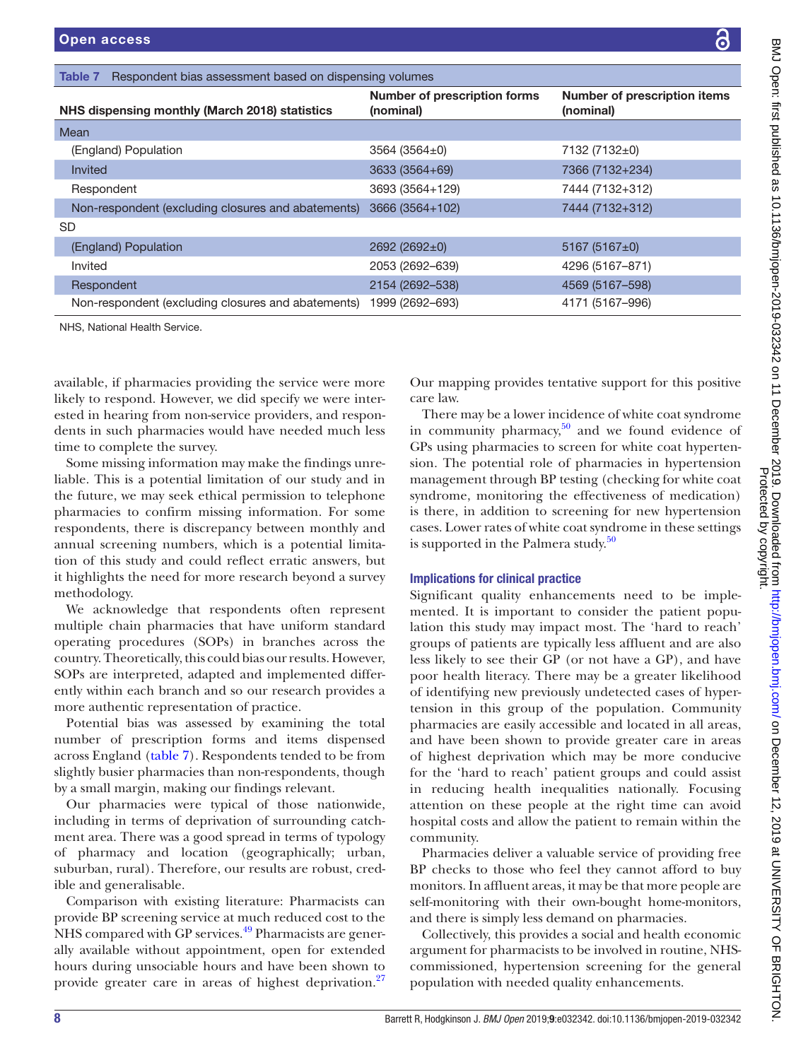Table 7 Respondent bias assessment based on dispensing volumes

| NHS dispensing monthly (March 2018) statistics | Number of prescription forms (nominal) | Number of prescription items (nominal) |
|---|---|---|
| Mean | | |
| (England) Population | 3564 (3564±0) | 7132 (7132±0) |
| Invited | 3633 (3564+69) | 7366 (7132+234) |
| Respondent | 3693 (3564+129) | 7444 (7132+312) |
| Non-respondent (excluding closures and abatements) | 3666 (3564+102) | 7444 (7132+312) |
| SD | | |
| (England) Population | 2692 (2692±0) | 5167 (5167±0) |
| Invited | 2053 (2692–639) | 4296 (5167–871) |
| Respondent | 2154 (2692–538) | 4569 (5167–598) |
| Non-respondent (excluding closures and abatements) | 1999 (2692–693) | 4171 (5167–996) |

NHS, National Health Service.

available, if pharmacies providing the service were more likely to respond. However, we did specify we were interested in hearing from non-service providers, and respondents in such pharmacies would have needed much less time to complete the survey.

Some missing information may make the findings unreliable. This is a potential limitation of our study and in the future, we may seek ethical permission to telephone pharmacies to confirm missing information. For some respondents, there is discrepancy between monthly and annual screening numbers, which is a potential limitation of this study and could reflect erratic answers, but it highlights the need for more research beyond a survey methodology.

We acknowledge that respondents often represent multiple chain pharmacies that have uniform standard operating procedures (SOPs) in branches across the country. Theoretically, this could bias our results. However, SOPs are interpreted, adapted and implemented differently within each branch and so our research provides a more authentic representation of practice.

Potential bias was assessed by examining the total number of prescription forms and items dispensed across England (table 7). Respondents tended to be from slightly busier pharmacies than non-respondents, though by a small margin, making our findings relevant.

Our pharmacies were typical of those nationwide, including in terms of deprivation of surrounding catchment area. There was a good spread in terms of typology of pharmacy and location (geographically; urban, suburban, rural). Therefore, our results are robust, credible and generalisable.

Comparison with existing literature: Pharmacists can provide BP screening service at much reduced cost to the NHS compared with GP services.[49] Pharmacists are generally available without appointment, open for extended hours during unsociable hours and have been shown to provide greater care in areas of highest deprivation.[27] Our mapping provides tentative support for this positive care law.

There may be a lower incidence of white coat syndrome in community pharmacy,[50] and we found evidence of GPs using pharmacies to screen for white coat hypertension. The potential role of pharmacies in hypertension management through BP testing (checking for white coat syndrome, monitoring the effectiveness of medication) is there, in addition to screening for new hypertension cases. Lower rates of white coat syndrome in these settings is supported in the Palmera study.[50]

## Implications for clinical practice

Significant quality enhancements need to be implemented. It is important to consider the patient population this study may impact most. The 'hard to reach' groups of patients are typically less affluent and are also less likely to see their GP (or not have a GP), and have poor health literacy. There may be a greater likelihood of identifying new previously undetected cases of hypertension in this group of the population. Community pharmacies are easily accessible and located in all areas, and have been shown to provide greater care in areas of highest deprivation which may be more conducive for the 'hard to reach' patient groups and could assist in reducing health inequalities nationally. Focusing attention on these people at the right time can avoid hospital costs and allow the patient to remain within the community.

Pharmacies deliver a valuable service of providing free BP checks to those who feel they cannot afford to buy monitors. In affluent areas, it may be that more people are self-monitoring with their own-bought home-monitors, and there is simply less demand on pharmacies.

Collectively, this provides a social and health economic argument for pharmacists to be involved in routine, NHS-commissioned, hypertension screening for the general population with needed quality enhancements.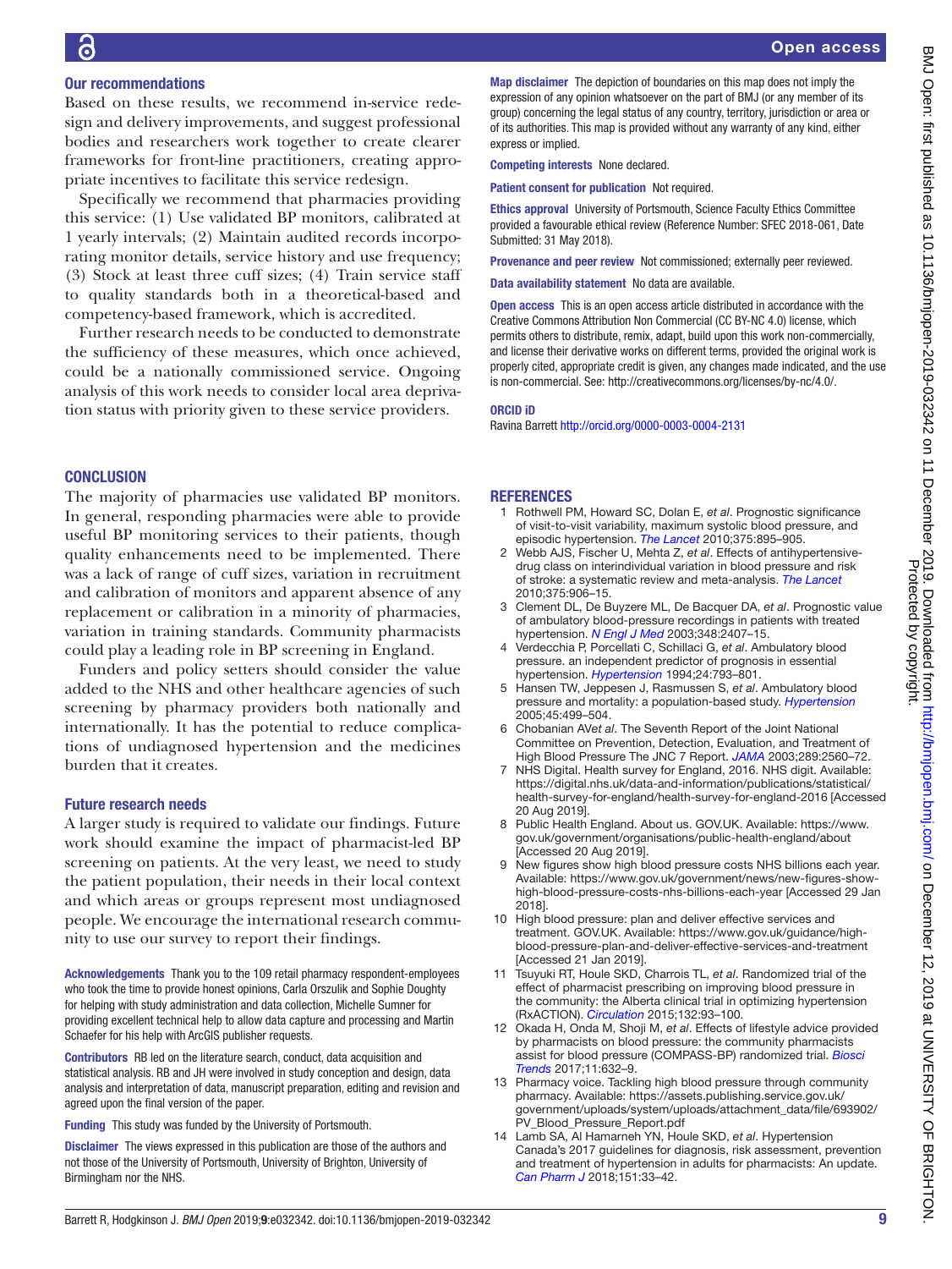### Our recommendations

Based on these results, we recommend in-service redesign and delivery improvements, and suggest professional bodies and researchers work together to create clearer frameworks for front-line practitioners, creating appropriate incentives to facilitate this service redesign.

Specifically we recommend that pharmacies providing this service: (1) Use validated BP monitors, calibrated at 1 yearly intervals; (2) Maintain audited records incorporating monitor details, service history and use frequency; (3) Stock at least three cuff sizes; (4) Train service staff to quality standards both in a theoretical-based and competency-based framework, which is accredited.

Further research needs to be conducted to demonstrate the sufficiency of these measures, which once achieved, could be a nationally commissioned service. Ongoing analysis of this work needs to consider local area deprivation status with priority given to these service providers.

## CONCLUSION

The majority of pharmacies use validated BP monitors. In general, responding pharmacies were able to provide useful BP monitoring services to their patients, though quality enhancements need to be implemented. There was a lack of range of cuff sizes, variation in recruitment and calibration of monitors and apparent absence of any replacement or calibration in a minority of pharmacies, variation in training standards. Community pharmacists could play a leading role in BP screening in England.

Funders and policy setters should consider the value added to the NHS and other healthcare agencies of such screening by pharmacy providers both nationally and internationally. It has the potential to reduce complications of undiagnosed hypertension and the medicines burden that it creates.

### Future research needs

A larger study is required to validate our findings. Future work should examine the impact of pharmacist-led BP screening on patients. At the very least, we need to study the patient population, their needs in their local context and which areas or groups represent most undiagnosed people. We encourage the international research community to use our survey to report their findings.

**Acknowledgements** Thank you to the 109 retail pharmacy respondent-employees who took the time to provide honest opinions, Carla Orszulik and Sophie Doughty for helping with study administration and data collection, Michelle Sumner for providing excellent technical help to allow data capture and processing and Martin Schaefer for his help with ArcGIS publisher requests.

**Contributors** RB led on the literature search, conduct, data acquisition and statistical analysis. RB and JH were involved in study conception and design, data analysis and interpretation of data, manuscript preparation, editing and revision and agreed upon the final version of the paper.

**Funding** This study was funded by the University of Portsmouth.

**Disclaimer** The views expressed in this publication are those of the authors and not those of the University of Portsmouth, University of Brighton, University of Birmingham nor the NHS.

**Map disclaimer** The depiction of boundaries on this map does not imply the expression of any opinion whatsoever on the part of BMJ (or any member of its group) concerning the legal status of any country, territory, jurisdiction or area or of its authorities. This map is provided without any warranty of any kind, either express or implied.

**Competing interests** None declared.

**Patient consent for publication** Not required.

**Ethics approval** University of Portsmouth, Science Faculty Ethics Committee provided a favourable ethical review (Reference Number: SFEC 2018-061, Date Submitted: 31 May 2018).

**Provenance and peer review** Not commissioned; externally peer reviewed.

**Data availability statement** No data are available.

**Open access** This is an open access article distributed in accordance with the Creative Commons Attribution Non Commercial (CC BY-NC 4.0) license, which permits others to distribute, remix, adapt, build upon this work non-commercially, and license their derivative works on different terms, provided the original work is properly cited, appropriate credit is given, any changes made indicated, and the use is non-commercial. See: http://creativecommons.org/licenses/by-nc/4.0/.

**ORCID iD**

Ravina Barrett http://orcid.org/0000-0003-0004-2131

## REFERENCES

1. Rothwell PM, Howard SC, Dolan E, *et al*. Prognostic significance of visit-to-visit variability, maximum systolic blood pressure, and episodic hypertension. *The Lancet* 2010;375:895–905.
2. Webb AJS, Fischer U, Mehta Z, *et al*. Effects of antihypertensive-drug class on interindividual variation in blood pressure and risk of stroke: a systematic review and meta-analysis. *The Lancet* 2010;375:906–15.
3. Clement DL, De Buyzere ML, De Bacquer DA, *et al*. Prognostic value of ambulatory blood-pressure recordings in patients with treated hypertension. *N Engl J Med* 2003;348:2407–15.
4. Verdecchia P, Porcellati C, Schillaci G, *et al*. Ambulatory blood pressure. an independent predictor of prognosis in essential hypertension. *Hypertension* 1994;24:793–801.
5. Hansen TW, Jeppesen J, Rasmussen S, *et al*. Ambulatory blood pressure and mortality: a population-based study. *Hypertension* 2005;45:499–504.
6. Chobanian AV*et al*. The Seventh Report of the Joint National Committee on Prevention, Detection, Evaluation, and Treatment of High Blood Pressure The JNC 7 Report. *JAMA* 2003;289:2560–72.
7. NHS Digital. Health survey for England, 2016. NHS digit. Available: https://digital.nhs.uk/data-and-information/publications/statistical/health-survey-for-england/health-survey-for-england-2016 [Accessed 20 Aug 2019].
8. Public Health England. About us. GOV.UK. Available: https://www.gov.uk/government/organisations/public-health-england/about [Accessed 20 Aug 2019].
9. New figures show high blood pressure costs NHS billions each year. Available: https://www.gov.uk/government/news/new-figures-show-high-blood-pressure-costs-nhs-billions-each-year [Accessed 29 Jan 2018].
10. High blood pressure: plan and deliver effective services and treatment. GOV.UK. Available: https://www.gov.uk/guidance/high-blood-pressure-plan-and-deliver-effective-services-and-treatment [Accessed 21 Jan 2019].
11. Tsuyuki RT, Houle SKD, Charrois TL, *et al*. Randomized trial of the effect of pharmacist prescribing on improving blood pressure in the community: the Alberta clinical trial in optimizing hypertension (RxACTION). *Circulation* 2015;132:93–100.
12. Okada H, Onda M, Shoji M, *et al*. Effects of lifestyle advice provided by pharmacists on blood pressure: the community pharmacists assist for blood pressure (COMPASS-BP) randomized trial. *Biosci Trends* 2017;11:632–9.
13. Pharmacy voice. Tackling high blood pressure through community pharmacy. Available: https://assets.publishing.service.gov.uk/government/uploads/system/uploads/attachment_data/file/693902/PV_Blood_Pressure_Report.pdf
14. Lamb SA, Al Hamarneh YN, Houle SKD, *et al*. Hypertension Canada's 2017 guidelines for diagnosis, risk assessment, prevention and treatment of hypertension in adults for pharmacists: An update. *Can Pharm J* 2018;151:33–42.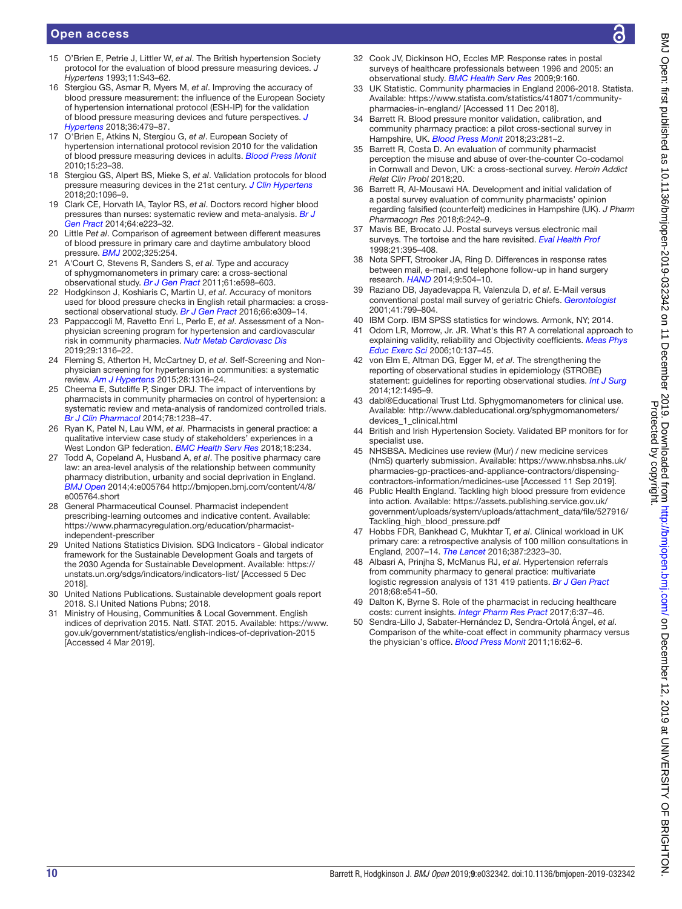15 O'Brien E, Petrie J, Littler W, *et al*. The British hypertension Society protocol for the evaluation of blood pressure measuring devices. *J Hypertens* 1993;11:S43–62.
16 Stergiou GS, Asmar R, Myers M, *et al*. Improving the accuracy of blood pressure measurement: the influence of the European Society of hypertension international protocol (ESH-IP) for the validation of blood pressure measuring devices and future perspectives. *J Hypertens* 2018;36:479–87.
17 O'Brien E, Atkins N, Stergiou G, *et al*. European Society of hypertension international protocol revision 2010 for the validation of blood pressure measuring devices in adults. *Blood Press Monit* 2010;15:23–38.
18 Stergiou GS, Alpert BS, Mieke S, *et al*. Validation protocols for blood pressure measuring devices in the 21st century. *J Clin Hypertens* 2018;20:1096–9.
19 Clark CE, Horvath IA, Taylor RS, *et al*. Doctors record higher blood pressures than nurses: systematic review and meta-analysis. *Br J Gen Pract* 2014;64:e223–32.
20 Little P*et al*. Comparison of agreement between different measures of blood pressure in primary care and daytime ambulatory blood pressure. *BMJ* 2002;325:254.
21 A'Court C, Stevens R, Sanders S, *et al*. Type and accuracy of sphygmomanometers in primary care: a cross-sectional observational study. *Br J Gen Pract* 2011;61:e598–603.
22 Hodgkinson J, Koshiaris C, Martin U, *et al*. Accuracy of monitors used for blood pressure checks in English retail pharmacies: a cross-sectional observational study. *Br J Gen Pract* 2016;66:e309–14.
23 Pappaccogli M, Ravetto Enri L, Perlo E, *et al*. Assessment of a Non-physician screening program for hypertension and cardiovascular risk in community pharmacies. *Nutr Metab Cardiovasc Dis* 2019;29:1316–22.
24 Fleming S, Atherton H, McCartney D, *et al*. Self-Screening and Non-physician screening for hypertension in communities: a systematic review. *Am J Hypertens* 2015;28:1316–24.
25 Cheema E, Sutcliffe P, Singer DRJ. The impact of interventions by pharmacists in community pharmacies on control of hypertension: a systematic review and meta-analysis of randomized controlled trials. *Br J Clin Pharmacol* 2014;78:1238–47.
26 Ryan K, Patel N, Lau WM, *et al*. Pharmacists in general practice: a qualitative interview case study of stakeholders' experiences in a West London GP federation. *BMC Health Serv Res* 2018;18:234.
27 Todd A, Copeland A, Husband A, *et al*. The positive pharmacy care law: an area-level analysis of the relationship between community pharmacy distribution, urbanity and social deprivation in England. *BMJ Open* 2014;4:e005764 http://bmjopen.bmj.com/content/4/8/e005764.short
28 General Pharmaceutical Counsel. Pharmacist independent prescribing-learning outcomes and indicative content. Available: https://www.pharmacyregulation.org/education/pharmacist-independent-prescriber
29 United Nations Statistics Division. SDG Indicators - Global indicator framework for the Sustainable Development Goals and targets of the 2030 Agenda for Sustainable Development. Available: https://unstats.un.org/sdgs/indicators/indicators-list/ [Accessed 5 Dec 2018].
30 United Nations Publications. Sustainable development goals report 2018. S.l United Nations Pubns; 2018.
31 Ministry of Housing, Communities & Local Government. English indices of deprivation 2015. Natl. STAT. 2015. Available: https://www.gov.uk/government/statistics/english-indices-of-deprivation-2015 [Accessed 4 Mar 2019].
32 Cook JV, Dickinson HO, Eccles MP. Response rates in postal surveys of healthcare professionals between 1996 and 2005: an observational study. *BMC Health Serv Res* 2009;9:160.
33 UK Statistic. Community pharmacies in England 2006-2018. Statista. Available: https://www.statista.com/statistics/418071/community-pharmacies-in-england/ [Accessed 11 Dec 2018].
34 Barrett R. Blood pressure monitor validation, calibration, and community pharmacy practice: a pilot cross-sectional survey in Hampshire, UK. *Blood Press Monit* 2018;23:281–2.
35 Barrett R, Costa D. An evaluation of community pharmacist perception the misuse and abuse of over-the-counter Co-codamol in Cornwall and Devon, UK: a cross-sectional survey. *Heroin Addict Relat Clin Probl* 2018;20.
36 Barrett R, Al-Mousawi HA. Development and initial validation of a postal survey evaluation of community pharmacists' opinion regarding falsified (counterfeit) medicines in Hampshire (UK). *J Pharm Pharmacogn Res* 2018;6:242–9.
37 Mavis BE, Brocato JJ. Postal surveys versus electronic mail surveys. The tortoise and the hare revisited. *Eval Health Prof* 1998;21:395–408.
38 Nota SPFT, Strooker JA, Ring D. Differences in response rates between mail, e-mail, and telephone follow-up in hand surgery research. *HAND* 2014;9:504–10.
39 Raziano DB, Jayadevappa R, Valenzula D, *et al*. E-Mail versus conventional postal mail survey of geriatric Chiefs. *Gerontologist* 2001;41:799–804.
40 IBM Corp. IBM SPSS statistics for windows. Armonk, NY; 2014.
41 Odom LR, Morrow, Jr. JR. What's this R? A correlational approach to explaining validity, reliability and Objectivity coefficients. *Meas Phys Educ Exerc Sci* 2006;10:137–45.
42 von Elm E, Altman DG, Egger M, *et al*. The strengthening the reporting of observational studies in epidemiology (STROBE) statement: guidelines for reporting observational studies. *Int J Surg* 2014;12:1495–9.
43 dabl®Educational Trust Ltd. Sphygmomanometers for clinical use. Available: http://www.dableducational.org/sphygmomanometers/devices_1_clinical.html
44 British and Irish Hypertension Society. Validated BP monitors for for specialist use.
45 NHSBSA. Medicines use review (Mur) / new medicine services (NmS) quarterly submission. Available: https://www.nhsbsa.nhs.uk/pharmacies-gp-practices-and-appliance-contractors/dispensing-contractors-information/medicines-use [Accessed 11 Sep 2019].
46 Public Health England. Tackling high blood pressure from evidence into action. Available: https://assets.publishing.service.gov.uk/government/uploads/system/uploads/attachment_data/file/527916/Tackling_high_blood_pressure.pdf
47 Hobbs FDR, Bankhead C, Mukhtar T, *et al*. Clinical workload in UK primary care: a retrospective analysis of 100 million consultations in England, 2007–14. *The Lancet* 2016;387:2323–30.
48 Albasri A, Prinjha S, McManus RJ, *et al*. Hypertension referrals from community pharmacy to general practice: multivariate logistic regression analysis of 131 419 patients. *Br J Gen Pract* 2018;68:e541–50.
49 Dalton K, Byrne S. Role of the pharmacist in reducing healthcare costs: current insights. *Integr Pharm Res Pract* 2017;6:37–46.
50 Sendra-Lillo J, Sabater-Hernández D, Sendra-Ortolá Ángel, *et al*. Comparison of the white-coat effect in community pharmacy versus the physician's office. *Blood Press Monit* 2011;16:62–6.